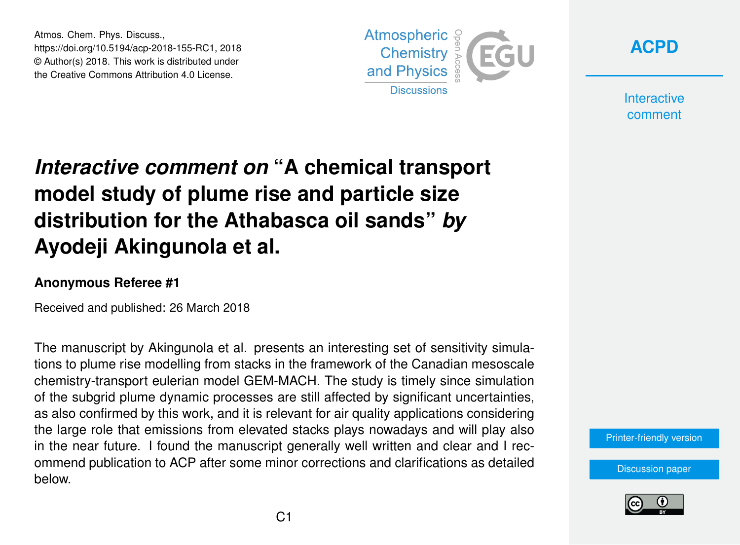Atmos. Chem. Phys. Discuss.,
https://doi.org/10.5194/acp-2018-155-RC1, 2018
© Author(s) 2018. This work is distributed under
the Creative Commons Attribution 4.0 License.

# *Interactive comment on* "A chemical transport model study of plume rise and particle size distribution for the Athabasca oil sands" *by* Ayodeji Akingunola et al.

### Anonymous Referee #1

Received and published: 26 March 2018

The manuscript by Akingunola et al. presents an interesting set of sensitivity simulations to plume rise modelling from stacks in the framework of the Canadian mesoscale chemistry-transport eulerian model GEM-MACH. The study is timely since simulation of the subgrid plume dynamic processes are still affected by significant uncertainties, as also confirmed by this work, and it is relevant for air quality applications considering the large role that emissions from elevated stacks plays nowadays and will play also in the near future. I found the manuscript generally well written and clear and I recommend publication to ACP after some minor corrections and clarifications as detailed below.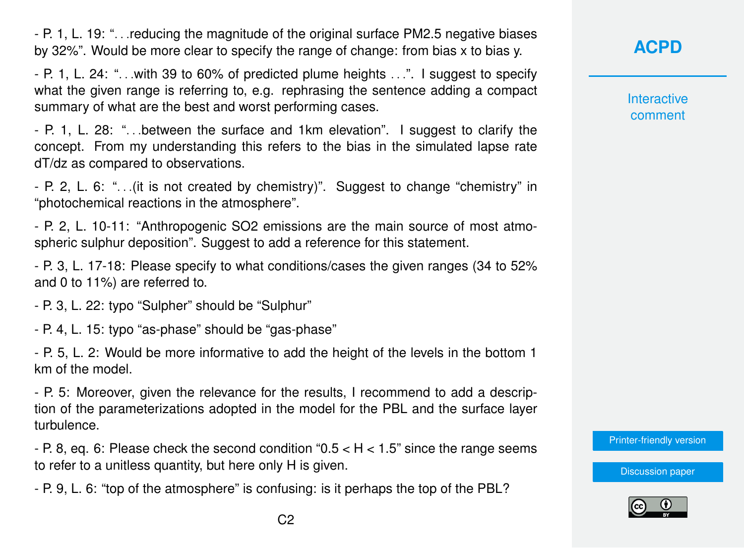- P. 1, L. 19: "…reducing the magnitude of the original surface PM2.5 negative biases by 32%". Would be more clear to specify the range of change: from bias x to bias y.

- P. 1, L. 24: "…with 39 to 60% of predicted plume heights …". I suggest to specify what the given range is referring to, e.g. rephrasing the sentence adding a compact summary of what are the best and worst performing cases.

- P. 1, L. 28: "…between the surface and 1km elevation". I suggest to clarify the concept. From my understanding this refers to the bias in the simulated lapse rate dT/dz as compared to observations.

- P. 2, L. 6: "…(it is not created by chemistry)". Suggest to change "chemistry" in "photochemical reactions in the atmosphere".

- P. 2, L. 10-11: "Anthropogenic $SO_2$ emissions are the main source of most atmospheric sulphur deposition". Suggest to add a reference for this statement.

- P. 3, L. 17-18: Please specify to what conditions/cases the given ranges (34 to 52% and 0 to 11%) are referred to.

- P. 3, L. 22: typo "Sulpher" should be "Sulphur"

- P. 4, L. 15: typo "as-phase" should be "gas-phase"

- P. 5, L. 2: Would be more informative to add the height of the levels in the bottom 1 km of the model.

- P. 5: Moreover, given the relevance for the results, I recommend to add a description of the parameterizations adopted in the model for the PBL and the surface layer turbulence.

- P. 8, eq. 6: Please check the second condition "$0.5 < H < 1.5$" since the range seems to refer to a unitless quantity, but here only H is given.

- P. 9, L. 6: "top of the atmosphere" is confusing: is it perhaps the top of the PBL?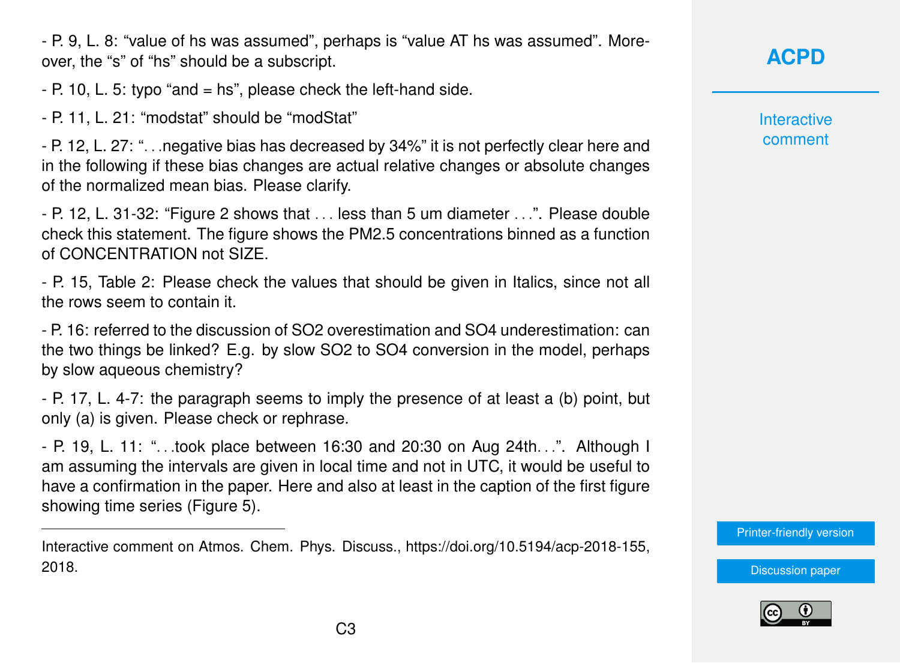- P. 9, L. 8: “value of hs was assumed”, perhaps is “value AT hs was assumed”. Moreover, the “s” of “hs” should be a subscript.

- P. 10, L. 5: typo “and = hs”, please check the left-hand side.

- P. 11, L. 21: “modstat” should be “modStat”

- P. 12, L. 27: “. . .negative bias has decreased by 34%” it is not perfectly clear here and in the following if these bias changes are actual relative changes or absolute changes of the normalized mean bias. Please clarify.

- P. 12, L. 31-32: “Figure 2 shows that . . . less than 5 um diameter . . .”. Please double check this statement. The figure shows the PM2.5 concentrations binned as a function of CONCENTRATION not SIZE.

- P. 15, Table 2: Please check the values that should be given in Italics, since not all the rows seem to contain it.

- P. 16: referred to the discussion of SO2 overestimation and SO4 underestimation: can the two things be linked? E.g. by slow SO2 to SO4 conversion in the model, perhaps by slow aqueous chemistry?

- P. 17, L. 4-7: the paragraph seems to imply the presence of at least a (b) point, but only (a) is given. Please check or rephrase.

- P. 19, L. 11: “. . .took place between 16:30 and 20:30 on Aug 24th. . .”. Although I am assuming the intervals are given in local time and not in UTC, it would be useful to have a confirmation in the paper. Here and also at least in the caption of the first figure showing time series (Figure 5).

---

Interactive comment on Atmos. Chem. Phys. Discuss., https://doi.org/10.5194/acp-2018-155, 2018.